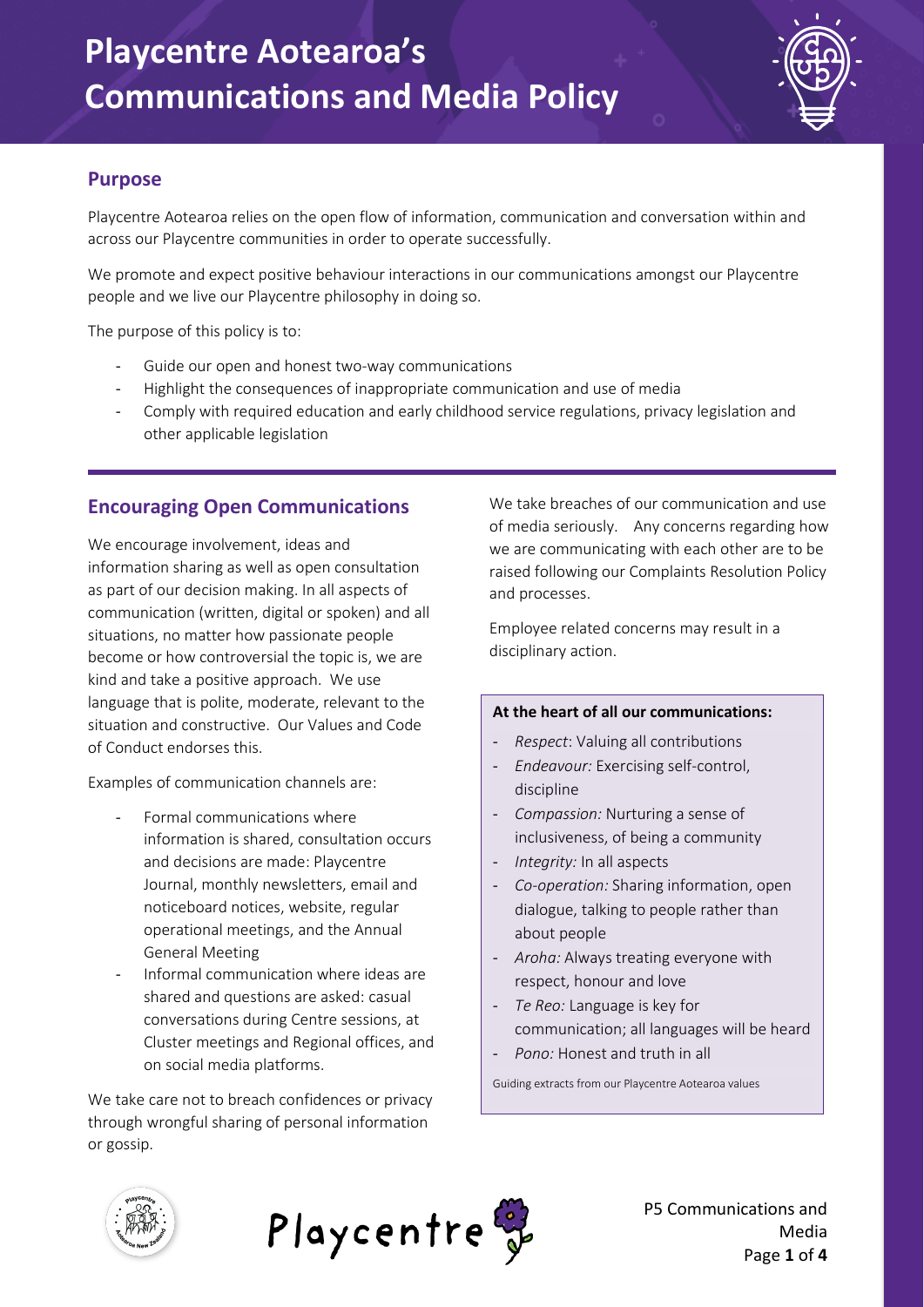# Playcentre Aotearoa's Communications and Media Policy

## Purpose

Playcentre Aotearoa relies on the open flow of information, communication and conversation within and across our Playcentre communities in order to operate successfully.

We promote and expect positive behaviour interactions in our communications amongst our Playcentre people and we live our Playcentre philosophy in doing so.

The purpose of this policy is to:

- Guide our open and honest two-way communications
- Highlight the consequences of inappropriate communication and use of media
- Comply with required education and early childhood service regulations, privacy legislation and other applicable legislation

## Encouraging Open Communications

We encourage involvement, ideas and information sharing as well as open consultation as part of our decision making. In all aspects of communication (written, digital or spoken) and all situations, no matter how passionate people become or how controversial the topic is, we are kind and take a positive approach. We use language that is polite, moderate, relevant to the situation and constructive. Our Values and Code of Conduct endorses this.

Examples of communication channels are:

- Formal communications where information is shared, consultation occurs and decisions are made: Playcentre Journal, monthly newsletters, email and noticeboard notices, website, regular operational meetings, and the Annual General Meeting
- Informal communication where ideas are shared and questions are asked: casual conversations during Centre sessions, at Cluster meetings and Regional offices, and on social media platforms.

We take care not to breach confidences or privacy through wrongful sharing of personal information or gossip.

We take breaches of our communication and use of media seriously. Any concerns regarding how we are communicating with each other are to be raised following our Complaints Resolution Policy and processes.

Employee related concerns may result in a disciplinary action.

**At the heart of all our communications:**

- *Respect*: Valuing all contributions
- *Endeavour:* Exercising self-control, discipline
- *Compassion:* Nurturing a sense of inclusiveness, of being a community
- *Integrity:* In all aspects
- *Co-operation:* Sharing information, open dialogue, talking to people rather than about people
- *Aroha:* Always treating everyone with respect, honour and love
- *Te Reo:* Language is key for communication; all languages will be heard
- *Pono:* Honest and truth in all

Guiding extracts from our Playcentre Aotearoa values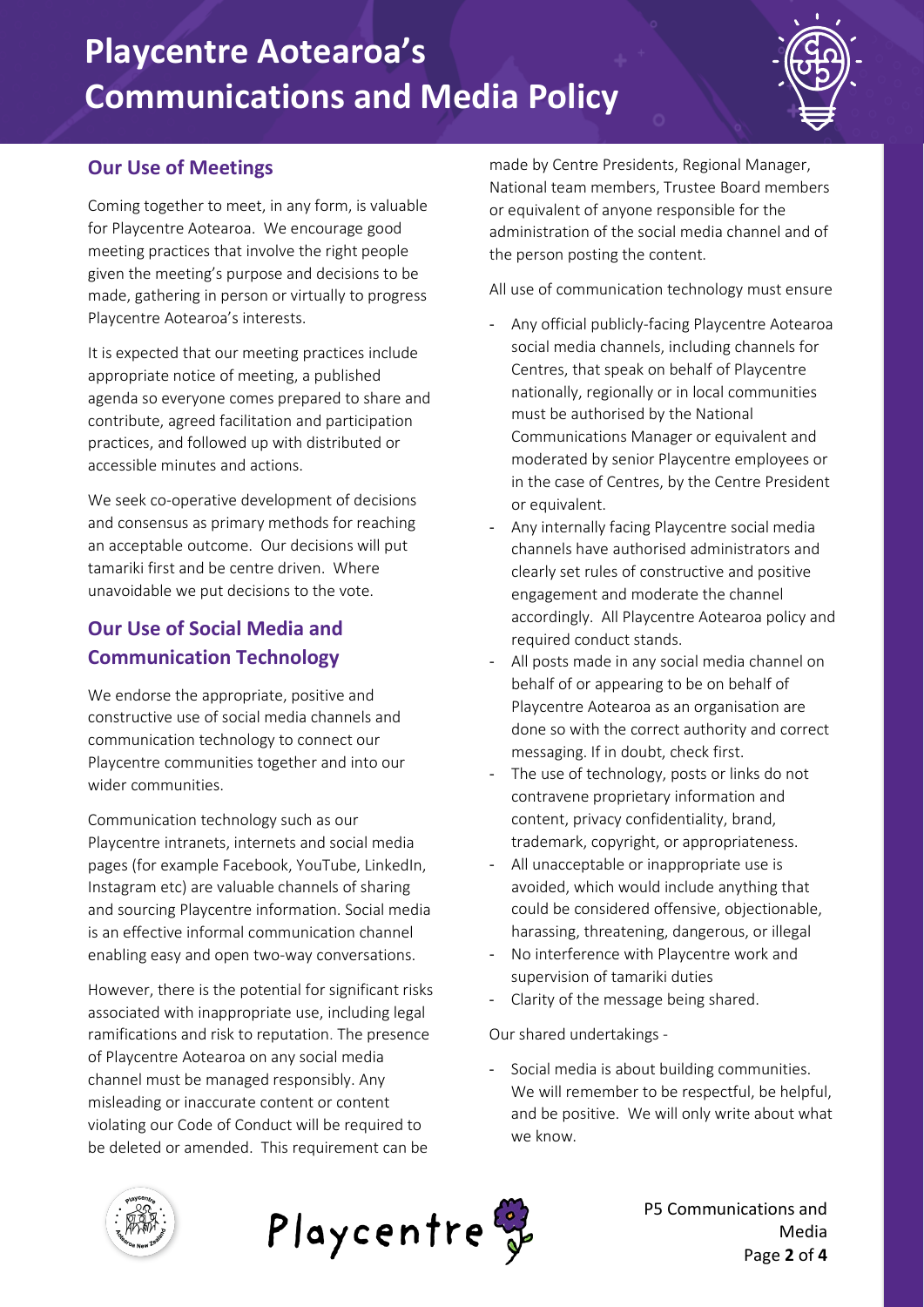## Our Use of Meetings

Coming together to meet, in any form, is valuable for Playcentre Aotearoa. We encourage good meeting practices that involve the right people given the meeting's purpose and decisions to be made, gathering in person or virtually to progress Playcentre Aotearoa's interests.

It is expected that our meeting practices include appropriate notice of meeting, a published agenda so everyone comes prepared to share and contribute, agreed facilitation and participation practices, and followed up with distributed or accessible minutes and actions.

We seek co-operative development of decisions and consensus as primary methods for reaching an acceptable outcome. Our decisions will put tamariki first and be centre driven. Where unavoidable we put decisions to the vote.

## Our Use of Social Media and Communication Technology

We endorse the appropriate, positive and constructive use of social media channels and communication technology to connect our Playcentre communities together and into our wider communities.

Communication technology such as our Playcentre intranets, internets and social media pages (for example Facebook, YouTube, LinkedIn, Instagram etc) are valuable channels of sharing and sourcing Playcentre information. Social media is an effective informal communication channel enabling easy and open two-way conversations.

However, there is the potential for significant risks associated with inappropriate use, including legal ramifications and risk to reputation. The presence of Playcentre Aotearoa on any social media channel must be managed responsibly. Any misleading or inaccurate content or content violating our Code of Conduct will be required to be deleted or amended. This requirement can be made by Centre Presidents, Regional Manager, National team members, Trustee Board members or equivalent of anyone responsible for the administration of the social media channel and of the person posting the content.

All use of communication technology must ensure

- Any official publicly-facing Playcentre Aotearoa social media channels, including channels for Centres, that speak on behalf of Playcentre nationally, regionally or in local communities must be authorised by the National Communications Manager or equivalent and moderated by senior Playcentre employees or in the case of Centres, by the Centre President or equivalent.
- Any internally facing Playcentre social media channels have authorised administrators and clearly set rules of constructive and positive engagement and moderate the channel accordingly. All Playcentre Aotearoa policy and required conduct stands.
- All posts made in any social media channel on behalf of or appearing to be on behalf of Playcentre Aotearoa as an organisation are done so with the correct authority and correct messaging. If in doubt, check first.
- The use of technology, posts or links do not contravene proprietary information and content, privacy confidentiality, brand, trademark, copyright, or appropriateness.
- All unacceptable or inappropriate use is avoided, which would include anything that could be considered offensive, objectionable, harassing, threatening, dangerous, or illegal
- No interference with Playcentre work and supervision of tamariki duties
- Clarity of the message being shared.

Our shared undertakings -

- Social media is about building communities. We will remember to be respectful, be helpful, and be positive. We will only write about what we know.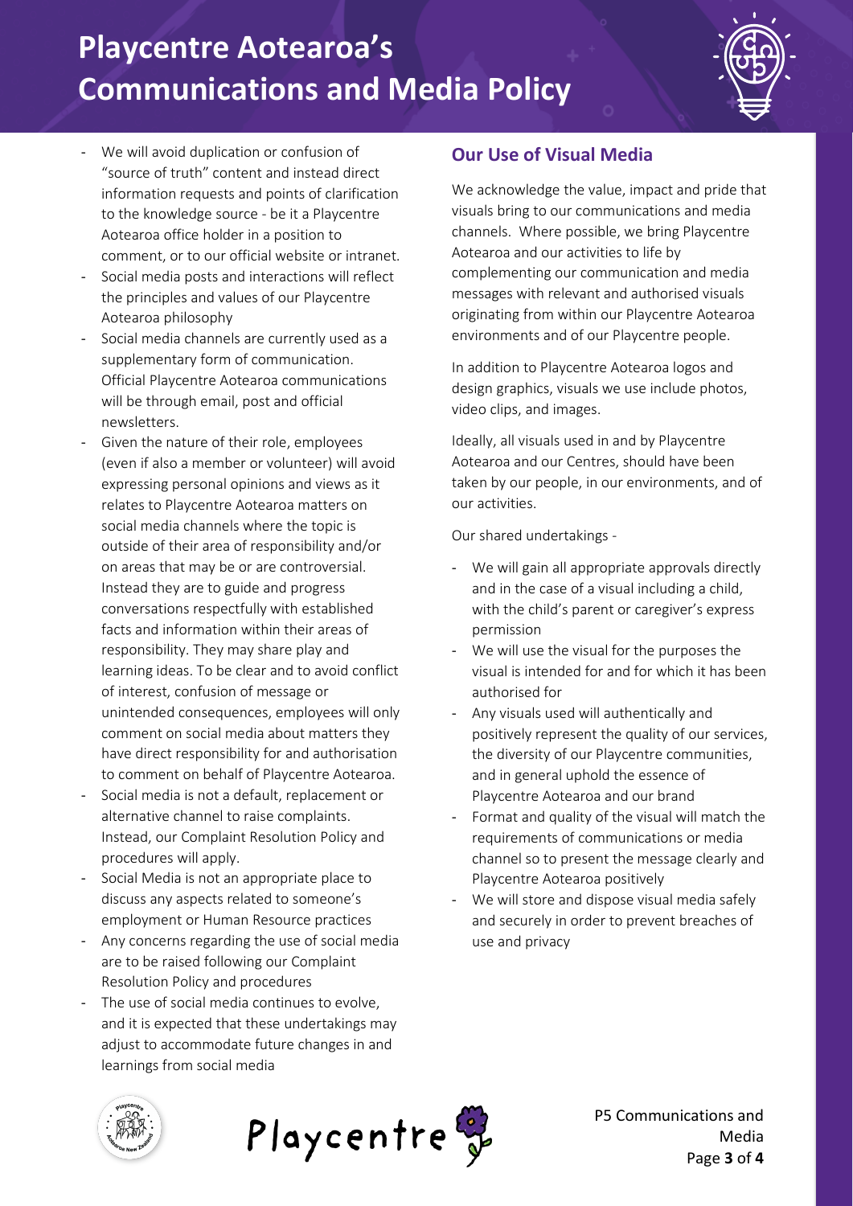- We will avoid duplication or confusion of "source of truth" content and instead direct information requests and points of clarification to the knowledge source - be it a Playcentre Aotearoa office holder in a position to comment, or to our official website or intranet.
- Social media posts and interactions will reflect the principles and values of our Playcentre Aotearoa philosophy
- Social media channels are currently used as a supplementary form of communication. Official Playcentre Aotearoa communications will be through email, post and official newsletters.
- Given the nature of their role, employees (even if also a member or volunteer) will avoid expressing personal opinions and views as it relates to Playcentre Aotearoa matters on social media channels where the topic is outside of their area of responsibility and/or on areas that may be or are controversial. Instead they are to guide and progress conversations respectfully with established facts and information within their areas of responsibility. They may share play and learning ideas. To be clear and to avoid conflict of interest, confusion of message or unintended consequences, employees will only comment on social media about matters they have direct responsibility for and authorisation to comment on behalf of Playcentre Aotearoa.
- Social media is not a default, replacement or alternative channel to raise complaints. Instead, our Complaint Resolution Policy and procedures will apply.
- Social Media is not an appropriate place to discuss any aspects related to someone's employment or Human Resource practices
- Any concerns regarding the use of social media are to be raised following our Complaint Resolution Policy and procedures
- The use of social media continues to evolve, and it is expected that these undertakings may adjust to accommodate future changes in and learnings from social media

## Our Use of Visual Media

We acknowledge the value, impact and pride that visuals bring to our communications and media channels. Where possible, we bring Playcentre Aotearoa and our activities to life by complementing our communication and media messages with relevant and authorised visuals originating from within our Playcentre Aotearoa environments and of our Playcentre people.

In addition to Playcentre Aotearoa logos and design graphics, visuals we use include photos, video clips, and images.

Ideally, all visuals used in and by Playcentre Aotearoa and our Centres, should have been taken by our people, in our environments, and of our activities.

Our shared undertakings -

- We will gain all appropriate approvals directly and in the case of a visual including a child, with the child's parent or caregiver's express permission
- We will use the visual for the purposes the visual is intended for and for which it has been authorised for
- Any visuals used will authentically and positively represent the quality of our services, the diversity of our Playcentre communities, and in general uphold the essence of Playcentre Aotearoa and our brand
- Format and quality of the visual will match the requirements of communications or media channel so to present the message clearly and Playcentre Aotearoa positively
- We will store and dispose visual media safely and securely in order to prevent breaches of use and privacy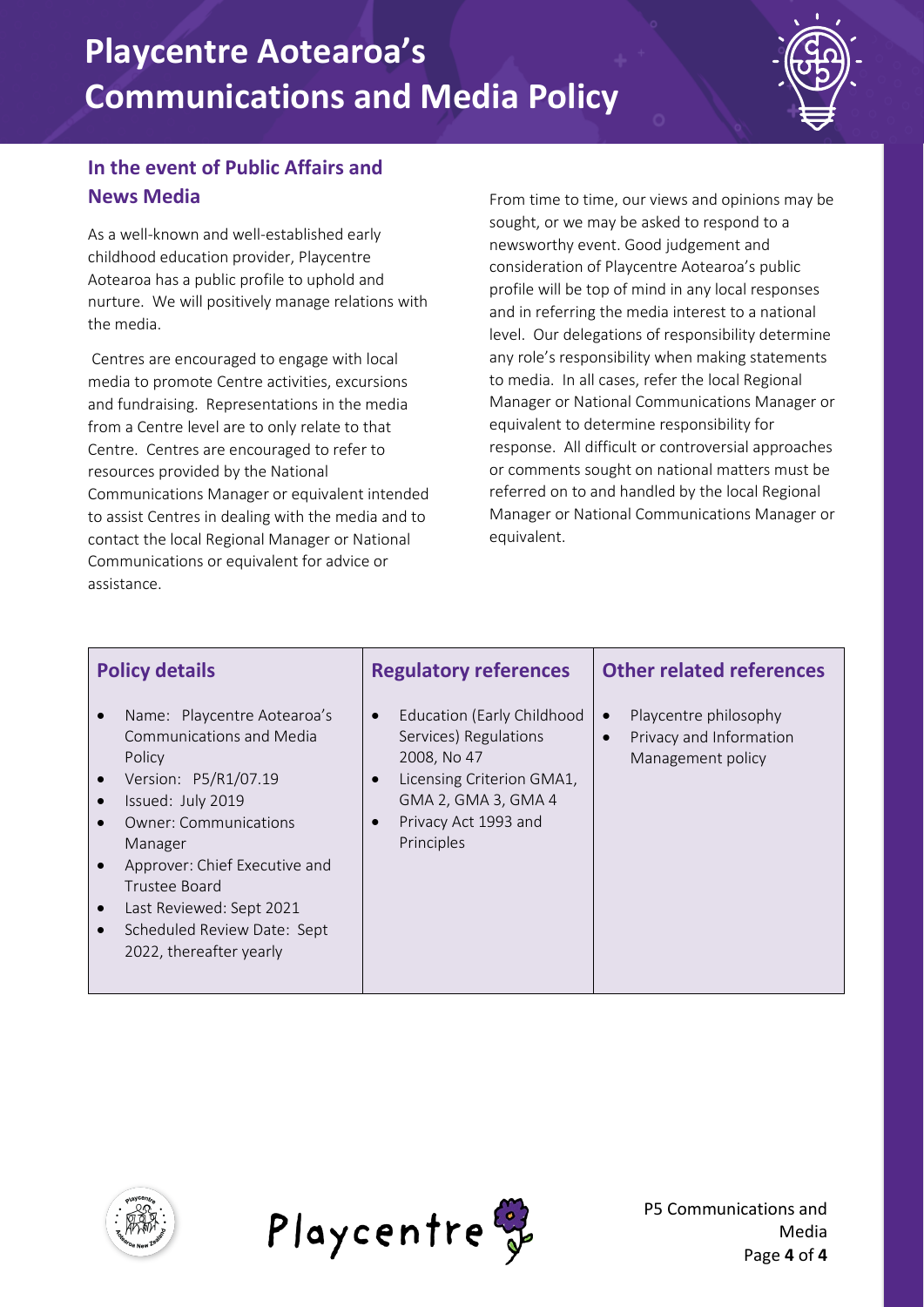## In the event of Public Affairs and News Media

As a well-known and well-established early childhood education provider, Playcentre Aotearoa has a public profile to uphold and nurture. We will positively manage relations with the media.

Centres are encouraged to engage with local media to promote Centre activities, excursions and fundraising. Representations in the media from a Centre level are to only relate to that Centre. Centres are encouraged to refer to resources provided by the National Communications Manager or equivalent intended to assist Centres in dealing with the media and to contact the local Regional Manager or National Communications or equivalent for advice or assistance.

From time to time, our views and opinions may be sought, or we may be asked to respond to a newsworthy event. Good judgement and consideration of Playcentre Aotearoa's public profile will be top of mind in any local responses and in referring the media interest to a national level. Our delegations of responsibility determine any role's responsibility when making statements to media. In all cases, refer the local Regional Manager or National Communications Manager or equivalent to determine responsibility for response. All difficult or controversial approaches or comments sought on national matters must be referred on to and handled by the local Regional Manager or National Communications Manager or equivalent.

| Policy details | Regulatory references | Other related references |
|---|---|---|
| • Name: Playcentre Aotearoa's Communications and Media Policy<br>• Version: P5/R1/07.19<br>• Issued: July 2019<br>• Owner: Communications Manager<br>• Approver: Chief Executive and Trustee Board<br>• Last Reviewed: Sept 2021<br>• Scheduled Review Date: Sept 2022, thereafter yearly | • Education (Early Childhood Services) Regulations 2008, No 47<br>• Licensing Criterion GMA1, GMA 2, GMA 3, GMA 4<br>• Privacy Act 1993 and Principles | • Playcentre philosophy<br>• Privacy and Information Management policy |